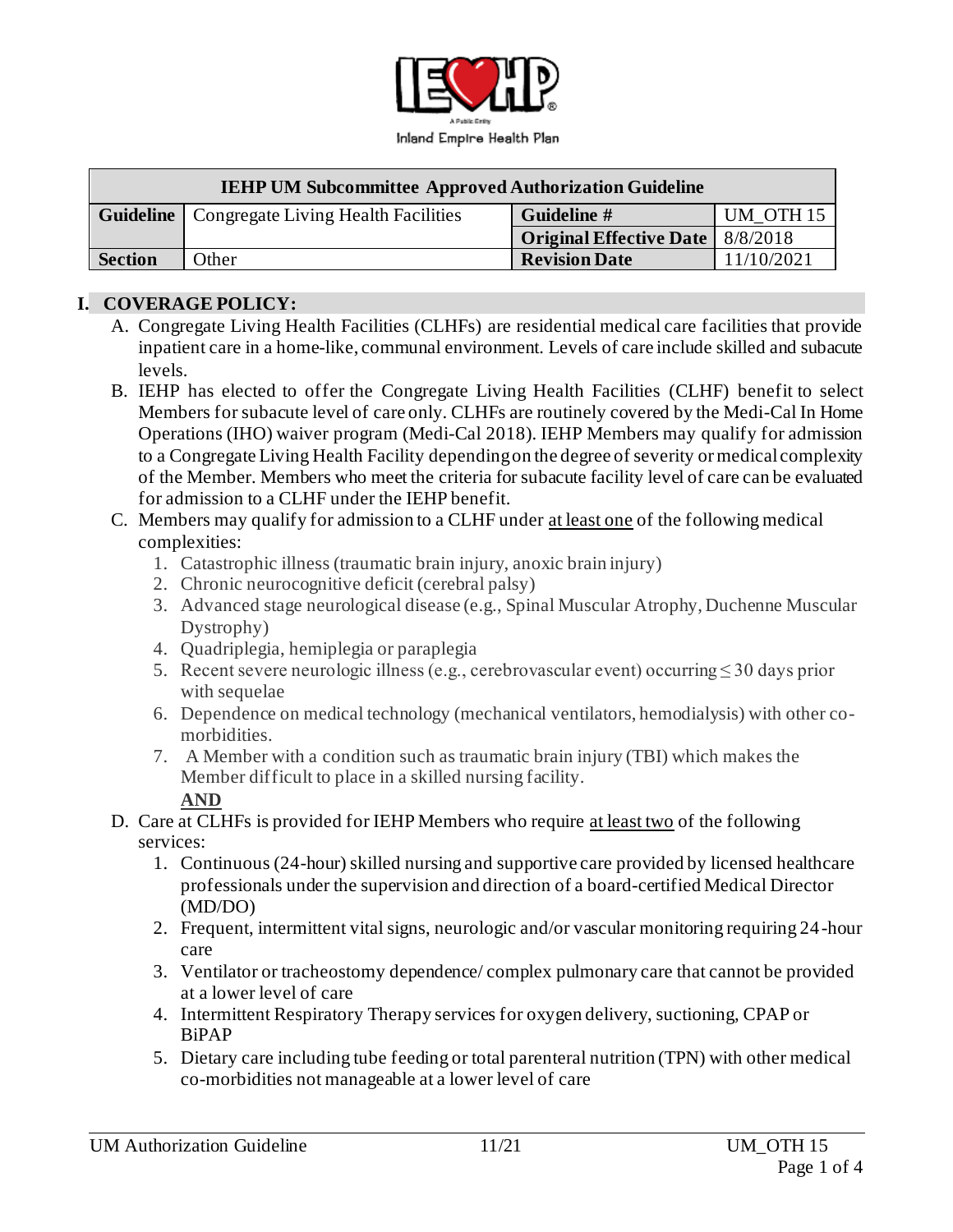Inland Empire Health Plan

| IEHP UM Subcommittee Approved Authorization Guideline | | | |
|---|---|---|---|
| **Guideline** | Congregate Living Health Facilities | **Guideline #** | UM_OTH 15 |
| | | **Original Effective Date** | 8/8/2018 |
| **Section** | Other | **Revision Date** | 11/10/2021 |

## I. COVERAGE POLICY:

A. Congregate Living Health Facilities (CLHFs) are residential medical care facilities that provide inpatient care in a home-like, communal environment. Levels of care include skilled and subacute levels.

B. IEHP has elected to offer the Congregate Living Health Facilities (CLHF) benefit to select Members for subacute level of care only. CLHFs are routinely covered by the Medi-Cal In Home Operations (IHO) waiver program (Medi-Cal 2018). IEHP Members may qualify for admission to a Congregate Living Health Facility depending on the degree of severity or medical complexity of the Member. Members who meet the criteria for subacute facility level of care can be evaluated for admission to a CLHF under the IEHP benefit.

C. Members may qualify for admission to a CLHF under at least one of the following medical complexities:
   1. Catastrophic illness (traumatic brain injury, anoxic brain injury)
   2. Chronic neurocognitive deficit (cerebral palsy)
   3. Advanced stage neurological disease (e.g., Spinal Muscular Atrophy, Duchenne Muscular Dystrophy)
   4. Quadriplegia, hemiplegia or paraplegia
   5. Recent severe neurologic illness (e.g., cerebrovascular event) occurring ≤ 30 days prior with sequelae
   6. Dependence on medical technology (mechanical ventilators, hemodialysis) with other co-morbidities.
   7. A Member with a condition such as traumatic brain injury (TBI) which makes the Member difficult to place in a skilled nursing facility.

   **AND**

D. Care at CLHFs is provided for IEHP Members who require at least two of the following services:
   1. Continuous (24-hour) skilled nursing and supportive care provided by licensed healthcare professionals under the supervision and direction of a board-certified Medical Director (MD/DO)
   2. Frequent, intermittent vital signs, neurologic and/or vascular monitoring requiring 24-hour care
   3. Ventilator or tracheostomy dependence/ complex pulmonary care that cannot be provided at a lower level of care
   4. Intermittent Respiratory Therapy services for oxygen delivery, suctioning, CPAP or BiPAP
   5. Dietary care including tube feeding or total parenteral nutrition (TPN) with other medical co-morbidities not manageable at a lower level of care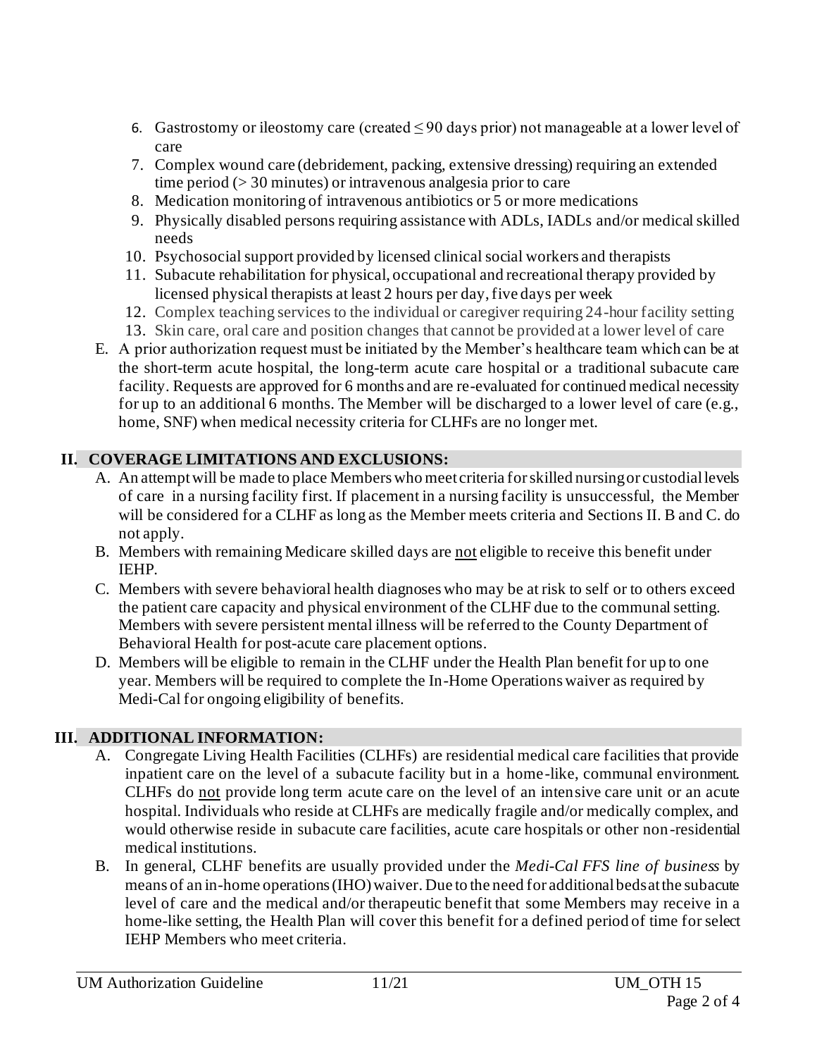6. Gastrostomy or ileostomy care (created $\leq$ 90 days prior) not manageable at a lower level of care
7. Complex wound care (debridement, packing, extensive dressing) requiring an extended time period (> 30 minutes) or intravenous analgesia prior to care
8. Medication monitoring of intravenous antibiotics or 5 or more medications
9. Physically disabled persons requiring assistance with ADLs, IADLs and/or medical skilled needs
10. Psychosocial support provided by licensed clinical social workers and therapists
11. Subacute rehabilitation for physical, occupational and recreational therapy provided by licensed physical therapists at least 2 hours per day, five days per week
12. Complex teaching services to the individual or caregiver requiring 24-hour facility setting
13. Skin care, oral care and position changes that cannot be provided at a lower level of care

E. A prior authorization request must be initiated by the Member's healthcare team which can be at the short-term acute hospital, the long-term acute care hospital or a traditional subacute care facility. Requests are approved for 6 months and are re-evaluated for continued medical necessity for up to an additional 6 months. The Member will be discharged to a lower level of care (e.g., home, SNF) when medical necessity criteria for CLHFs are no longer met.

## II. COVERAGE LIMITATIONS AND EXCLUSIONS:

A. An attempt will be made to place Members who meet criteria for skilled nursing or custodial levels of care in a nursing facility first. If placement in a nursing facility is unsuccessful, the Member will be considered for a CLHF as long as the Member meets criteria and Sections II. B and C. do not apply.

B. Members with remaining Medicare skilled days are not eligible to receive this benefit under IEHP.

C. Members with severe behavioral health diagnoses who may be at risk to self or to others exceed the patient care capacity and physical environment of the CLHF due to the communal setting. Members with severe persistent mental illness will be referred to the County Department of Behavioral Health for post-acute care placement options.

D. Members will be eligible to remain in the CLHF under the Health Plan benefit for up to one year. Members will be required to complete the In-Home Operations waiver as required by Medi-Cal for ongoing eligibility of benefits.

## III. ADDITIONAL INFORMATION:

A. Congregate Living Health Facilities (CLHFs) are residential medical care facilities that provide inpatient care on the level of a subacute facility but in a home-like, communal environment. CLHFs do not provide long term acute care on the level of an intensive care unit or an acute hospital. Individuals who reside at CLHFs are medically fragile and/or medically complex, and would otherwise reside in subacute care facilities, acute care hospitals or other non-residential medical institutions.

B. In general, CLHF benefits are usually provided under the *Medi-Cal FFS line of business* by means of an in-home operations (IHO) waiver. Due to the need for additional beds at the subacute level of care and the medical and/or therapeutic benefit that some Members may receive in a home-like setting, the Health Plan will cover this benefit for a defined period of time for select IEHP Members who meet criteria.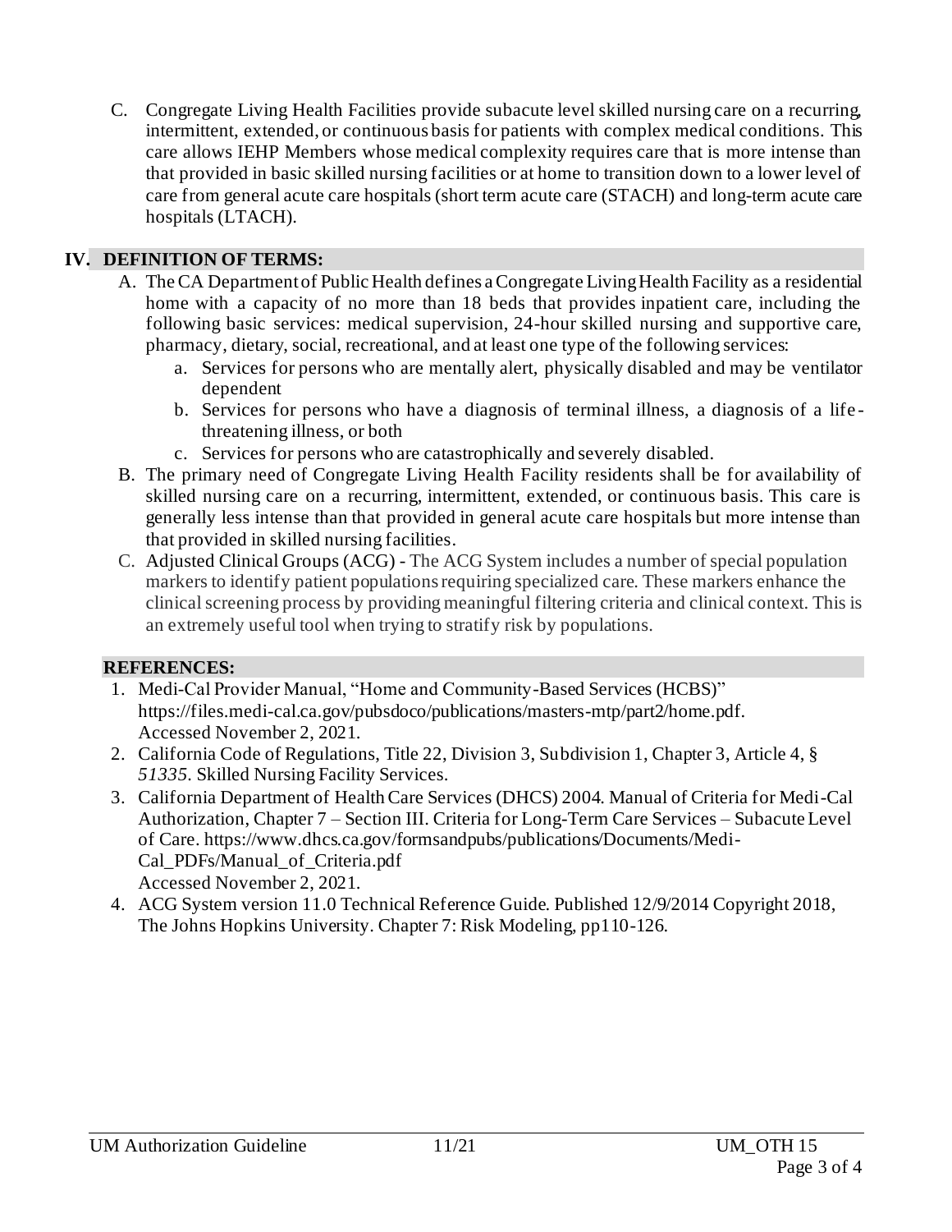C. Congregate Living Health Facilities provide subacute level skilled nursing care on a recurring, intermittent, extended, or continuous basis for patients with complex medical conditions. This care allows IEHP Members whose medical complexity requires care that is more intense than that provided in basic skilled nursing facilities or at home to transition down to a lower level of care from general acute care hospitals (short term acute care (STACH) and long-term acute care hospitals (LTACH).

## IV. DEFINITION OF TERMS:

A. The CA Department of Public Health defines a Congregate Living Health Facility as a residential home with a capacity of no more than 18 beds that provides inpatient care, including the following basic services: medical supervision, 24-hour skilled nursing and supportive care, pharmacy, dietary, social, recreational, and at least one type of the following services:
   a. Services for persons who are mentally alert, physically disabled and may be ventilator dependent
   b. Services for persons who have a diagnosis of terminal illness, a diagnosis of a life-threatening illness, or both
   c. Services for persons who are catastrophically and severely disabled.

B. The primary need of Congregate Living Health Facility residents shall be for availability of skilled nursing care on a recurring, intermittent, extended, or continuous basis. This care is generally less intense than that provided in general acute care hospitals but more intense than that provided in skilled nursing facilities.

C. Adjusted Clinical Groups (ACG) - The ACG System includes a number of special population markers to identify patient populations requiring specialized care. These markers enhance the clinical screening process by providing meaningful filtering criteria and clinical context. This is an extremely useful tool when trying to stratify risk by populations.

## REFERENCES:

1. Medi-Cal Provider Manual, "Home and Community-Based Services (HCBS)" https://files.medi-cal.ca.gov/pubsdoco/publications/masters-mtp/part2/home.pdf. Accessed November 2, 2021.
2. California Code of Regulations, Title 22, Division 3, Subdivision 1, Chapter 3, Article 4, § *51335*. Skilled Nursing Facility Services.
3. California Department of Health Care Services (DHCS) 2004. Manual of Criteria for Medi-Cal Authorization, Chapter 7 – Section III. Criteria for Long-Term Care Services – Subacute Level of Care. https://www.dhcs.ca.gov/formsandpubs/publications/Documents/Medi-Cal_PDFs/Manual_of_Criteria.pdf
   Accessed November 2, 2021.
4. ACG System version 11.0 Technical Reference Guide. Published 12/9/2014 Copyright 2018, The Johns Hopkins University. Chapter 7: Risk Modeling, pp110-126.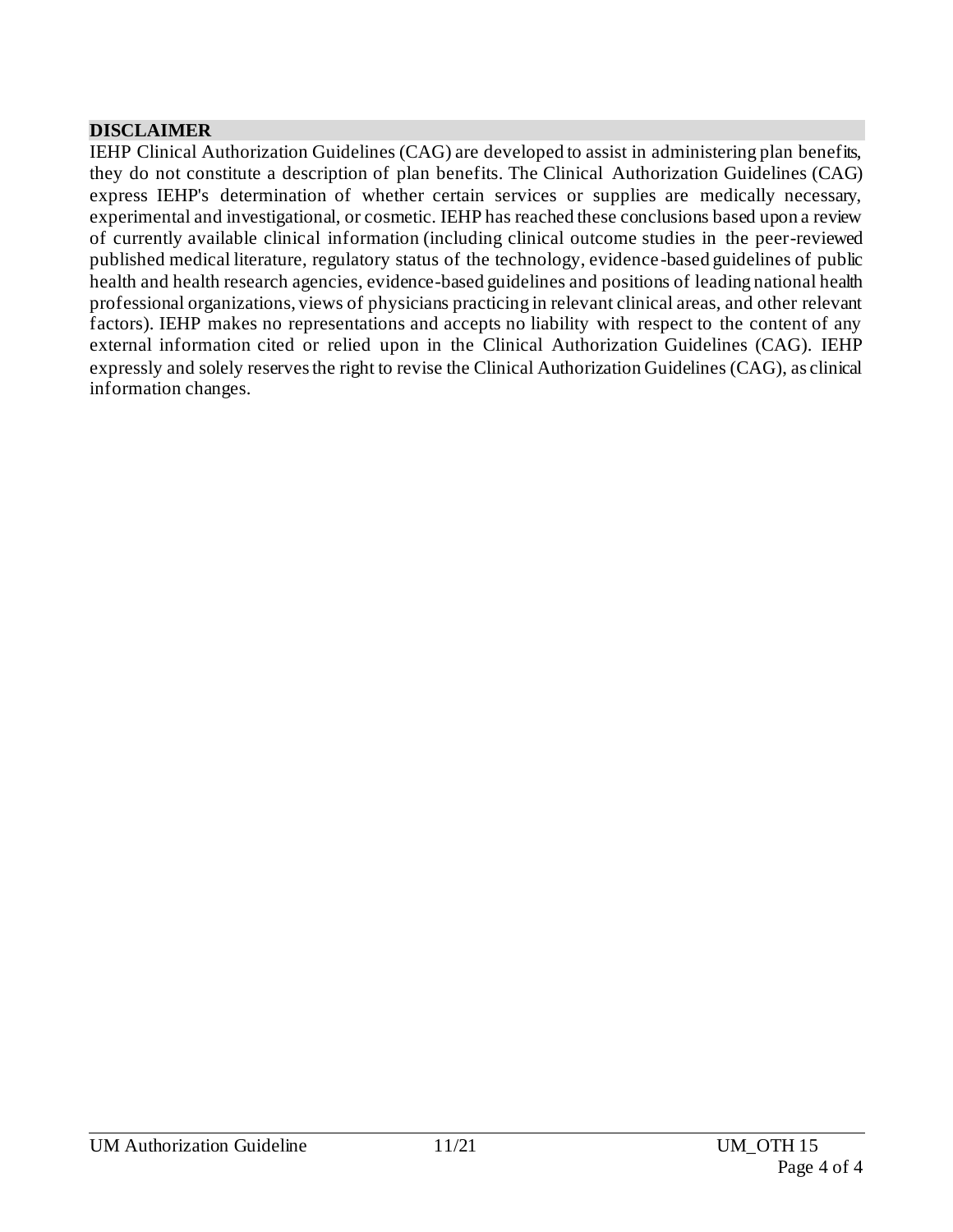## DISCLAIMER

IEHP Clinical Authorization Guidelines (CAG) are developed to assist in administering plan benefits, they do not constitute a description of plan benefits. The Clinical Authorization Guidelines (CAG) express IEHP's determination of whether certain services or supplies are medically necessary, experimental and investigational, or cosmetic. IEHP has reached these conclusions based upon a review of currently available clinical information (including clinical outcome studies in the peer-reviewed published medical literature, regulatory status of the technology, evidence-based guidelines of public health and health research agencies, evidence-based guidelines and positions of leading national health professional organizations, views of physicians practicing in relevant clinical areas, and other relevant factors). IEHP makes no representations and accepts no liability with respect to the content of any external information cited or relied upon in the Clinical Authorization Guidelines (CAG). IEHP expressly and solely reserves the right to revise the Clinical Authorization Guidelines (CAG), as clinical information changes.